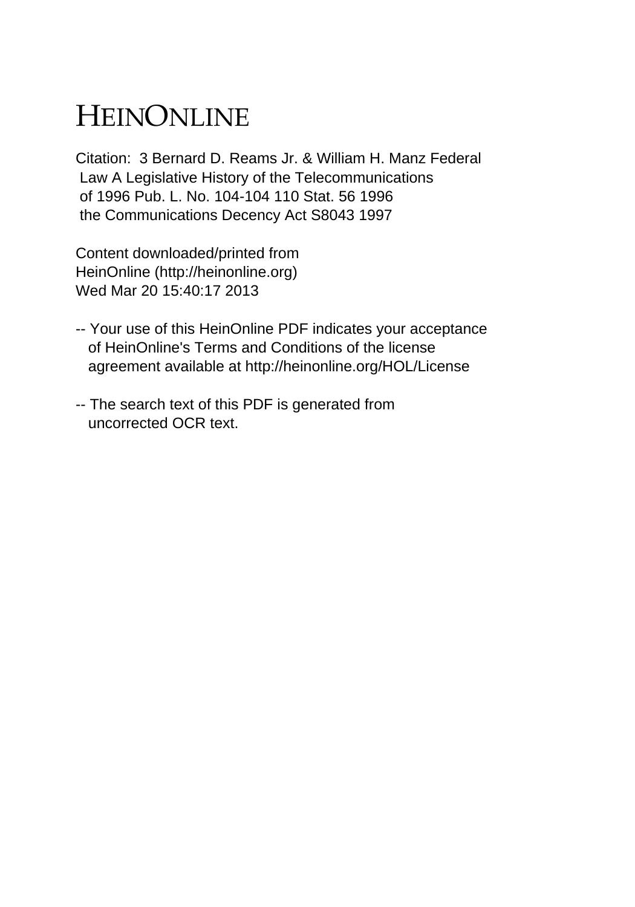# HEINONLINE

Citation: 3 Bernard D. Reams Jr. & William H. Manz Federal Law A Legislative History of the Telecommunications of 1996 Pub. L. No. 104-104 110 Stat. 56 1996 the Communications Decency Act S8043 1997

Content downloaded/printed from HeinOnline (http://heinonline.org) Wed Mar 20 15:40:17 2013

-- Your use of this HeinOnline PDF indicates your acceptance of HeinOnline's Terms and Conditions of the license agreement available at http://heinonline.org/HOL/License

-- The search text of this PDF is generated from uncorrected OCR text.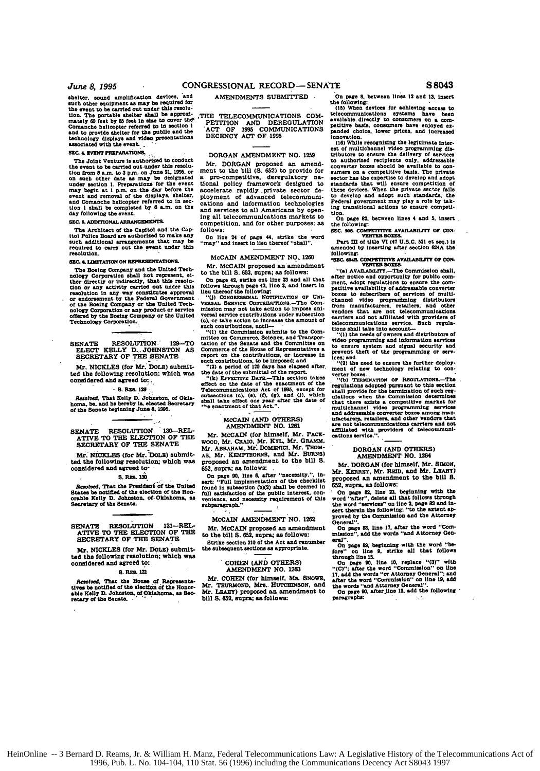shelter, sound amplification devices, and such other equipment as may be required for the event to be carried out under this resolution. The portable shelter shall be approximately 60 feet by 65 feet in size to cover the Comanche helicopter referred to in section 1 and to provide shelter for the public and the technology displays and video presentations associated with the event.

**SEC. 4. EVENT PREPARATIONS.**

The Joint Venture is authorized to conduct the event to be carried out under this resolution from 8 a.m. to 3 p.m. on June 21, 1995, or on such other date as may be designated under section 1. Preparations for the event may begin at 1 p.m. on the day before the event and removal of the displays, shelter, and Comanche helicopter referred to in section 1 shall be completed by 6 a.m. on the day following the event.

**SEC. 5. ADDITIONAL ARRANGEMENTS.**

The Architect of the Capitol and the Capitol Police Board are authorized to make any such additional arrangements that may be required to carry out the event under this resolution.

**SEC. 6. LIMITATION ON REPRESENTATIONS.**

The Boeing Company and the United Technology Corporation shall not represent, either directly or indirectly, that this resolution or any activity carried out under this resolution in any way constitutes approval or endorsement by the Federal Government of the Boeing Company or the United Technology Corporation or any product or service offered by the Boeing Company or the United Technology Corporation.

## SENATE RESOLUTION 129—TO ELECT KELLY D. JOHNSTON AS SECRETARY OF THE SENATE

Mr. NICKLES (for Mr. DOLE) submitted the following resolution; which was considered and agreed to:

S. RES. 129

*Resolved*, That Kelly D. Johnston, of Oklahoma, be, and he hereby is, elected Secretary of the Senate beginning June 8, 1995.

## SENATE RESOLUTION 130—RELATIVE TO THE ELECTION OF THE SECRETARY OF THE SENATE

Mr. NICKLES (for Mr. DOLE) submitted the following resolution; which was considered and agreed to:

S. RES. 130

*Resolved*, That the President of the United States be notified of the election of the Honorable Kelly D. Johnston, of Oklahoma, as Secretary of the Senate.

## SENATE RESOLUTION 131—RELATIVE TO THE ELECTION OF THE SECRETARY OF THE SENATE

Mr. NICKLES (for Mr. DOLE) submitted the following resolution; which was considered and agreed to:

S. RES. 131

*Resolved*, That the House of Representatives be notified of the election of the Honorable Kelly D. Johnston, of Oklahoma, as Secretary of the Senate.

## AMENDMENTS SUBMITTED

## THE TELECOMMUNICATIONS COMPETITION AND DEREGULATION ACT OF 1995 COMMUNICATIONS DECENCY ACT OF 1995

### DORGAN AMENDMENT NO. 1259

Mr. DORGAN proposed an amendment to the bill (S. 652) to provide for a pro-competitive, deregulatory national policy framework designed to accelerate rapidly private sector deployment of advanced telecommunications and information technologies and services to all Americans by opening all telecommunications markets to competition, and for other purposes; as follows:

On line 24 of page 44, strike the word "may" and insert in lieu thereof "shall".

### McCAIN AMENDMENT NO. 1260

Mr. McCAIN proposed an amendment to the bill S. 652, supra; as follows:

On page 42, strike out line 23 and all that follows through page 43, line 2, and insert in lieu thereof the following:

"(j) CONGRESSIONAL NOTIFICATION OF UNIVERSAL SERVICE CONTRIBUTIONS.—The Commission may not take action to impose universal service contributions under subsection (c), or take action to increase the amount of such contributions, until—

"(1) the Commission submits to the Committee on Commerce, Science, and Transportation of the Senate and the Committee on Commerce of the House of Representatives a report on the contributions, or increase in such contributions, to be imposed; and

"(2) a period of 120 days has elapsed after the date of the submittal of the report.

"(k) EFFECTIVE DATE.—This section takes effect on the date of the enactment of the Telecommunications Act of 1995, except for subsections (c), (e), (f), (g), and (j), which shall take effect one year after the date of the enactment of that Act.".

### McCAIN (AND OTHERS) AMENDMENT NO. 1261

Mr. McCAIN (for himself, Mr. PACKWOOD, Mr. CRAIG, Mr. KYL, Mr. GRAMM, Mr. ABRAHAM, Mr. DOMENICI, Mr. THOMAS, Mr. KEMPTHORNE, and Mr. BURNS) proposed an amendment to the bill S. 652, supra; as follows:

On page 90, line 6, after "necessity.", insert: "Full implementation of the checklist found in subsection (b)(2) shall be deemed in full satisfaction of the public interest, convenience, and necessity requirement of this subparagraph."

### McCAIN AMENDMENT NO. 1262

Mr. McCAIN proposed an amendment to the bill S. 652, supra; as follows:

Strike section 310 of the Act and renumber the subsequent sections as appropriate.

### COHEN (AND OTHERS) AMENDMENT NO. 1263

Mr. COHEN (for himself, Ms. SNOWE, Mr. THURMOND, Mrs. HUTCHINSON, and Mr. LEAHY) proposed an amendment to the bill S. 652, supra; as follows:

On page 8, between lines 12 and 13, insert the following:

(15) When devices for achieving access to telecommunications systems have been available directly to consumers on a competitive basis, consumers have enjoyed expanded choice, lower prices, and increased innovation.

(16) While recognizing the legitimate interest of multichannel video programming distributors to ensure the delivery of services to authorized recipients only, addressable converter boxes should be available to consumers on a competitive basis. The private sector has the expertise to develop and adopt standards that will ensure competition of these devices. When the private sector fails to develop and adopt such standards, the Federal government may play a role by taking transitional actions to ensure competition.

On page 82, between lines 4 and 5, insert the following:

**SEC. 208. COMPETITIVE AVAILABILITY OF CONVERTER BOXES.**

Part III of title VI (47 U.S.C. 521 et seq.) is amended by inserting after section 624A the following:

"**SEC. 624B. COMPETITIVE AVAILABILITY OF CONVERTER BOXES.**

"(a) AVAILABILITY.—The Commission shall, after notice and opportunity for public comment, adopt regulations to ensure the competitive availability of addressable converter boxes to subscribers of services of multichannel video programming distributors from manufacturers, retailers, and other vendors that are not telecommunications carriers and not affiliated with providers of telecommunications service. Such regulations shall take into account—

"(1) the needs of owners and distributors of video programming and information services to ensure system and signal security and prevent theft of the programming or services; and

"(2) the need to ensure the further deployment of new technology relating to converter boxes.

"(b) TERMINATION OF REGULATIONS.—The regulations adopted pursuant to this section shall provide for the termination of such regulations when the Commission determines that there exists a competitive market for multichannel video programming services and addressable converter boxes among manufacturers, retailers, and other vendors that are not telecommunications carriers and not affiliated with providers of telecommunications service.".

### DORGAN (AND OTHERS) AMENDMENT NO. 1264

Mr. DORGAN (for himself, Mr. SIMON, Mr. KERREY, Mr. REID, and Mr. LEAHY) proposed an amendment to the bill S. 652, supra, as follows:

On page 82, line 23, beginning with the word "after", delete all that follows through the word "services" on line 2, page 83 and insert therein the following: "to the extent approved by the Commission and the Attorney General".

On page 88, line 17, after the word "Commission", add the words "and Attorney General".

On page 89, beginning with the word "before" on line 9, strike all that follows through line 15.

On page 90, line 10, replace "(3)" with "(C)"; after the word "Commission" on line 17, add the words "or Attorney General"; and after the word "Commission" on line 19, add the words "and Attorney General".

On page 90, after line 13, add the following paragraphs: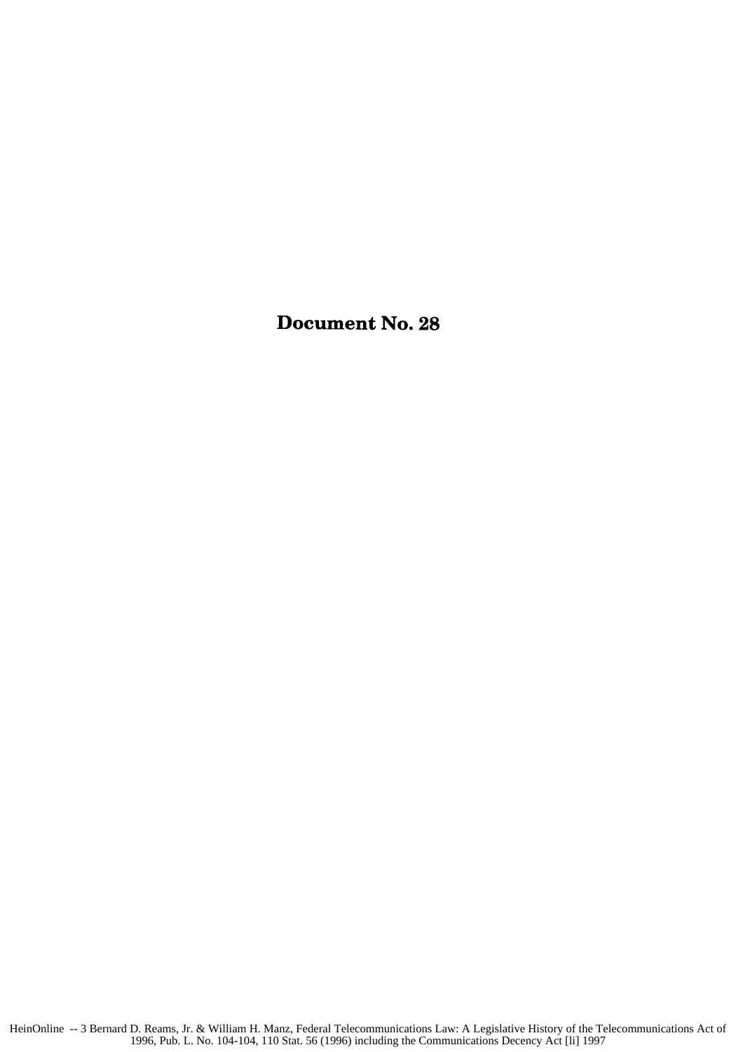# Document No. 28